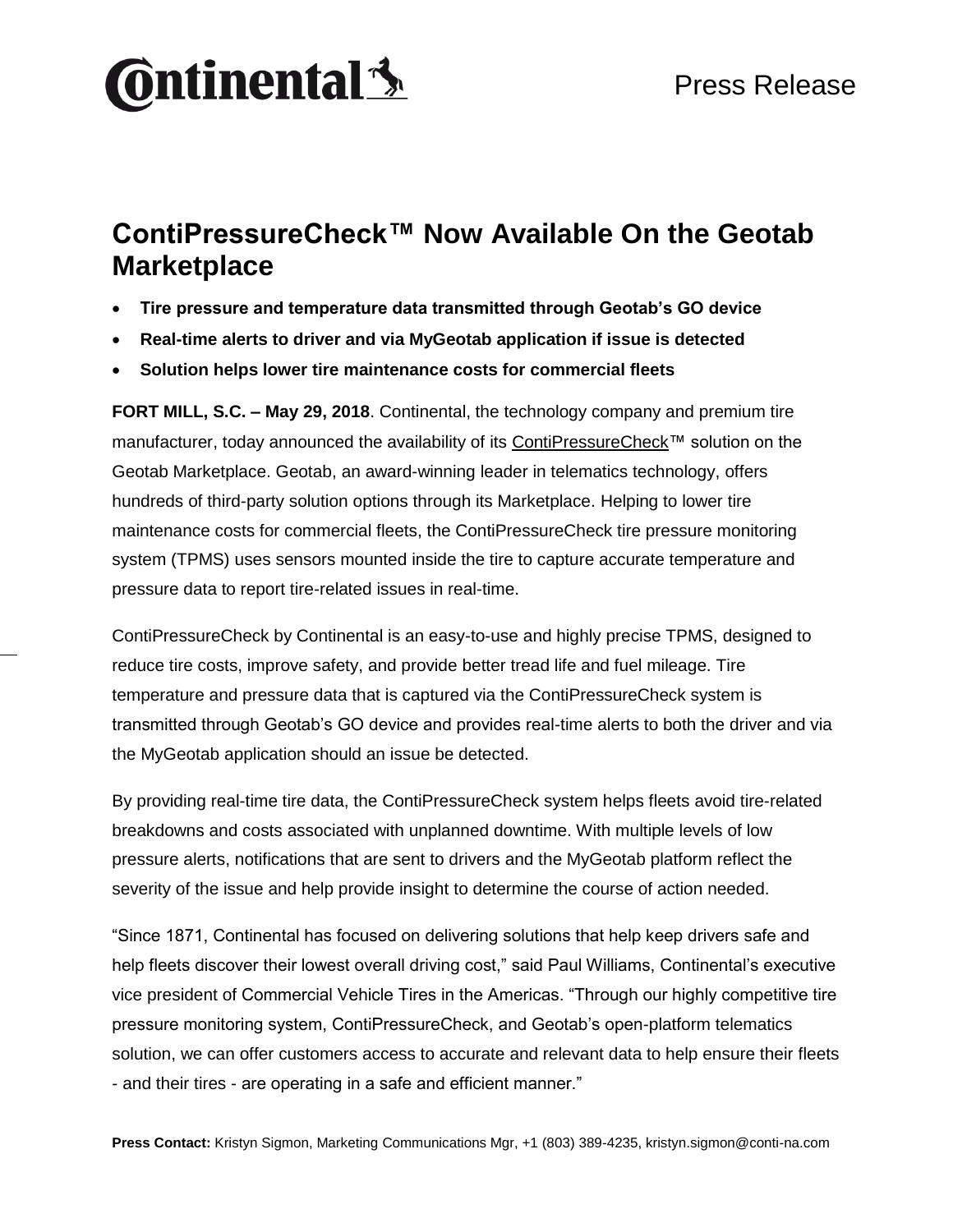Continental

Press Release

# ContiPressureCheck™ Now Available On the Geotab Marketplace

- **Tire pressure and temperature data transmitted through Geotab's GO device**
- **Real-time alerts to driver and via MyGeotab application if issue is detected**
- **Solution helps lower tire maintenance costs for commercial fleets**

**FORT MILL, S.C. – May 29, 2018**. Continental, the technology company and premium tire manufacturer, today announced the availability of its ContiPressureCheck™ solution on the Geotab Marketplace. Geotab, an award-winning leader in telematics technology, offers hundreds of third-party solution options through its Marketplace. Helping to lower tire maintenance costs for commercial fleets, the ContiPressureCheck tire pressure monitoring system (TPMS) uses sensors mounted inside the tire to capture accurate temperature and pressure data to report tire-related issues in real-time.

ContiPressureCheck by Continental is an easy-to-use and highly precise TPMS, designed to reduce tire costs, improve safety, and provide better tread life and fuel mileage. Tire temperature and pressure data that is captured via the ContiPressureCheck system is transmitted through Geotab's GO device and provides real-time alerts to both the driver and via the MyGeotab application should an issue be detected.

By providing real-time tire data, the ContiPressureCheck system helps fleets avoid tire-related breakdowns and costs associated with unplanned downtime. With multiple levels of low pressure alerts, notifications that are sent to drivers and the MyGeotab platform reflect the severity of the issue and help provide insight to determine the course of action needed.

"Since 1871, Continental has focused on delivering solutions that help keep drivers safe and help fleets discover their lowest overall driving cost," said Paul Williams, Continental's executive vice president of Commercial Vehicle Tires in the Americas. "Through our highly competitive tire pressure monitoring system, ContiPressureCheck, and Geotab's open-platform telematics solution, we can offer customers access to accurate and relevant data to help ensure their fleets - and their tires - are operating in a safe and efficient manner."

**Press Contact:** Kristyn Sigmon, Marketing Communications Mgr, +1 (803) 389-4235, kristyn.sigmon@conti-na.com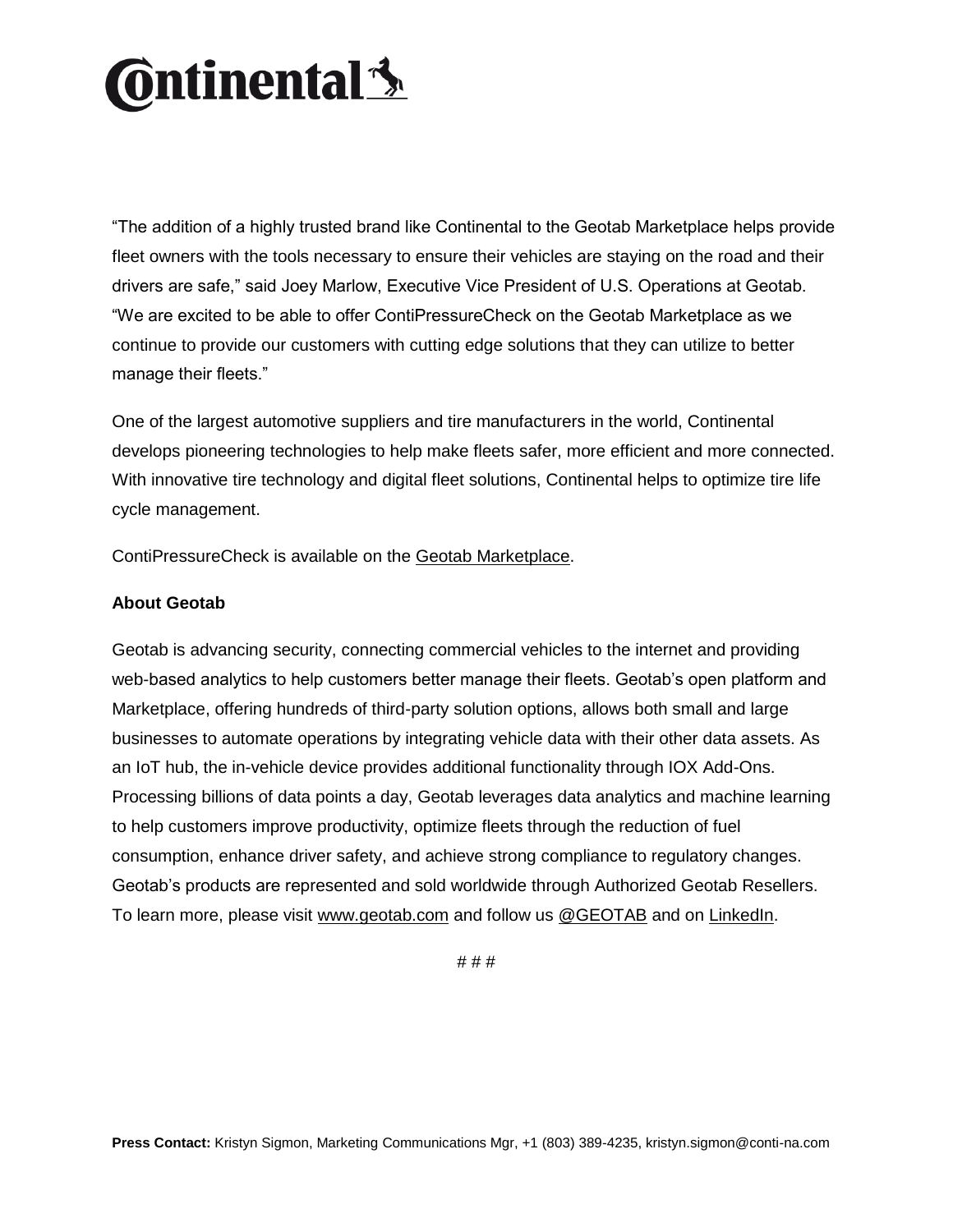"The addition of a highly trusted brand like Continental to the Geotab Marketplace helps provide fleet owners with the tools necessary to ensure their vehicles are staying on the road and their drivers are safe," said Joey Marlow, Executive Vice President of U.S. Operations at Geotab. "We are excited to be able to offer ContiPressureCheck on the Geotab Marketplace as we continue to provide our customers with cutting edge solutions that they can utilize to better manage their fleets."

One of the largest automotive suppliers and tire manufacturers in the world, Continental develops pioneering technologies to help make fleets safer, more efficient and more connected. With innovative tire technology and digital fleet solutions, Continental helps to optimize tire life cycle management.

ContiPressureCheck is available on the Geotab Marketplace.

**About Geotab**

Geotab is advancing security, connecting commercial vehicles to the internet and providing web-based analytics to help customers better manage their fleets. Geotab's open platform and Marketplace, offering hundreds of third-party solution options, allows both small and large businesses to automate operations by integrating vehicle data with their other data assets. As an IoT hub, the in-vehicle device provides additional functionality through IOX Add-Ons. Processing billions of data points a day, Geotab leverages data analytics and machine learning to help customers improve productivity, optimize fleets through the reduction of fuel consumption, enhance driver safety, and achieve strong compliance to regulatory changes. Geotab's products are represented and sold worldwide through Authorized Geotab Resellers. To learn more, please visit www.geotab.com and follow us @GEOTAB and on LinkedIn.

# # #

**Press Contact:** Kristyn Sigmon, Marketing Communications Mgr, +1 (803) 389-4235, kristyn.sigmon@conti-na.com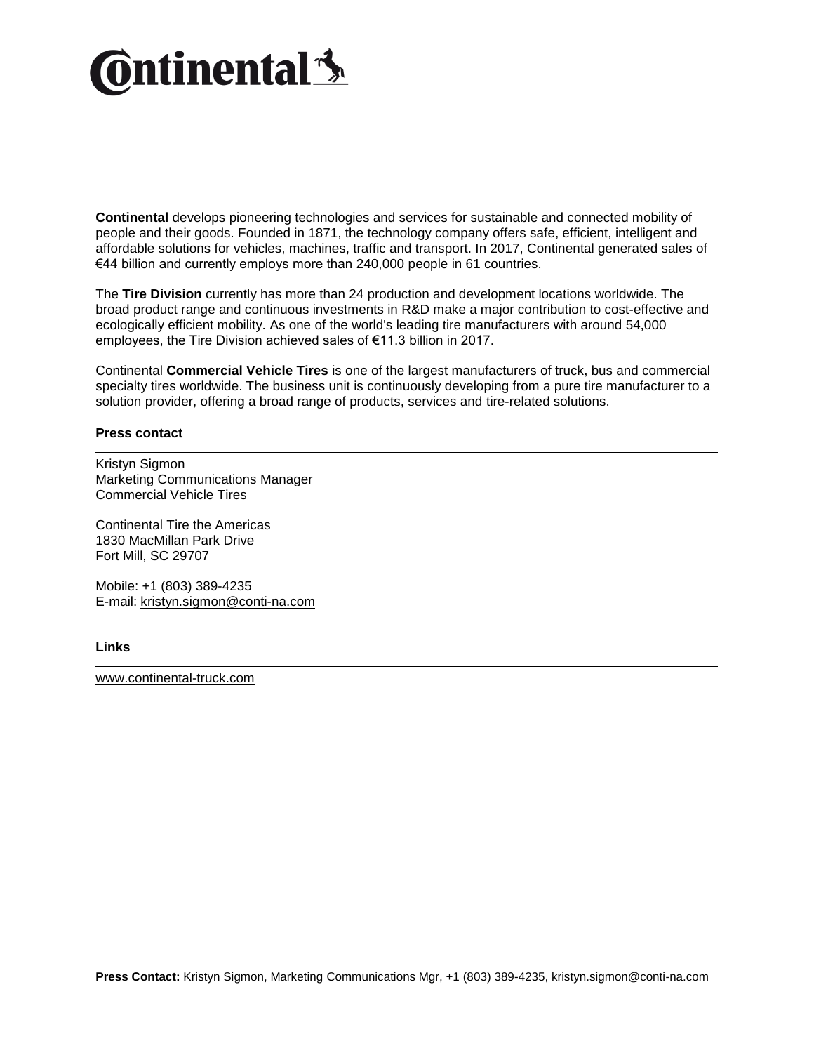**Continental** develops pioneering technologies and services for sustainable and connected mobility of people and their goods. Founded in 1871, the technology company offers safe, efficient, intelligent and affordable solutions for vehicles, machines, traffic and transport. In 2017, Continental generated sales of €44 billion and currently employs more than 240,000 people in 61 countries.

The **Tire Division** currently has more than 24 production and development locations worldwide. The broad product range and continuous investments in R&D make a major contribution to cost-effective and ecologically efficient mobility. As one of the world's leading tire manufacturers with around 54,000 employees, the Tire Division achieved sales of €11.3 billion in 2017.

Continental **Commercial Vehicle Tires** is one of the largest manufacturers of truck, bus and commercial specialty tires worldwide. The business unit is continuously developing from a pure tire manufacturer to a solution provider, offering a broad range of products, services and tire-related solutions.

**Press contact**

---

Kristyn Sigmon
Marketing Communications Manager
Commercial Vehicle Tires

Continental Tire the Americas
1830 MacMillan Park Drive
Fort Mill, SC 29707

Mobile: +1 (803) 389-4235
E-mail: kristyn.sigmon@conti-na.com

**Links**

---

www.continental-truck.com